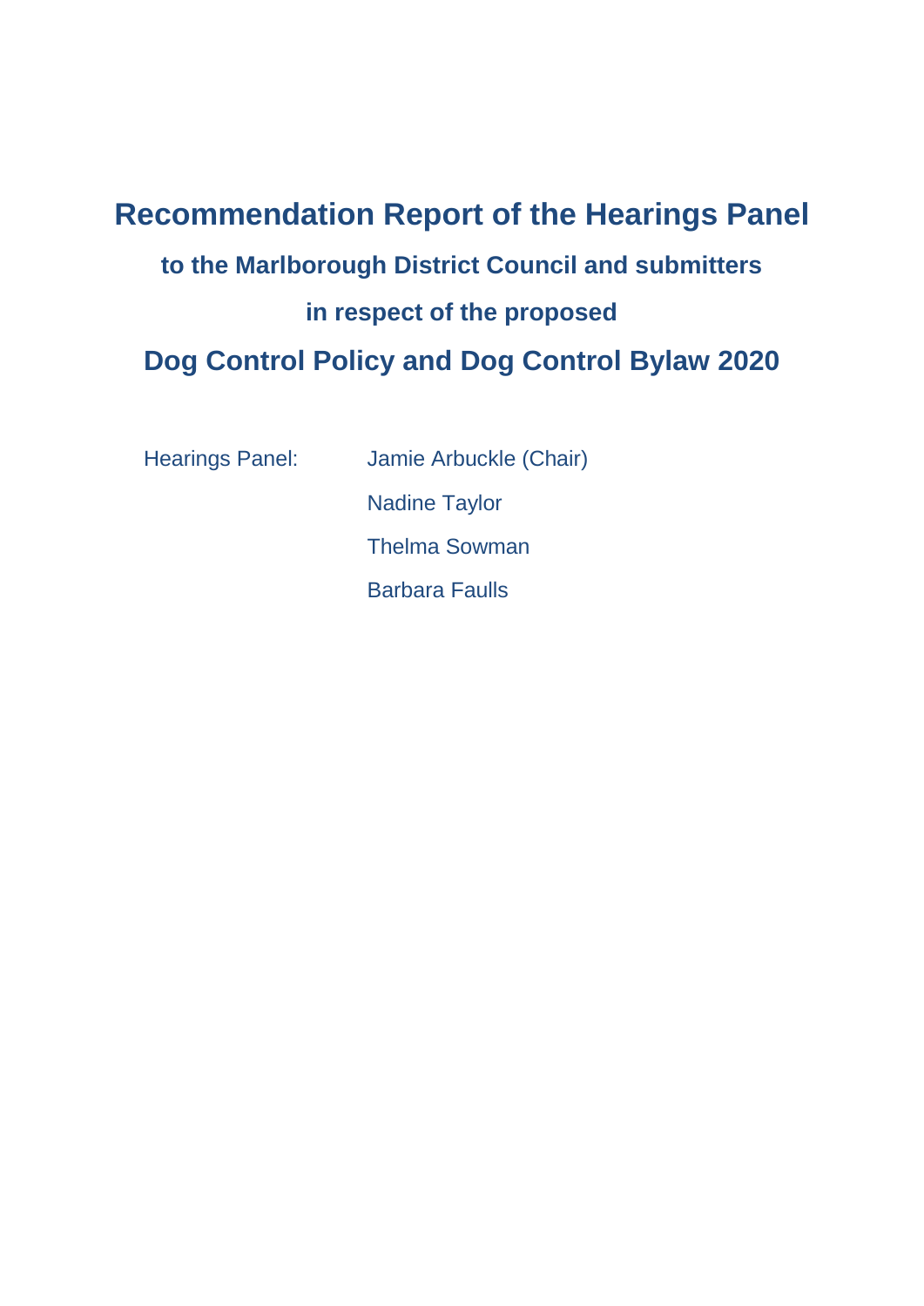# Recommendation Report of the Hearings Panel

## to the Marlborough District Council and submitters

## in respect of the proposed

# Dog Control Policy and Dog Control Bylaw 2020

Hearings Panel: Jamie Arbuckle (Chair)

Nadine Taylor

Thelma Sowman

Barbara Faulls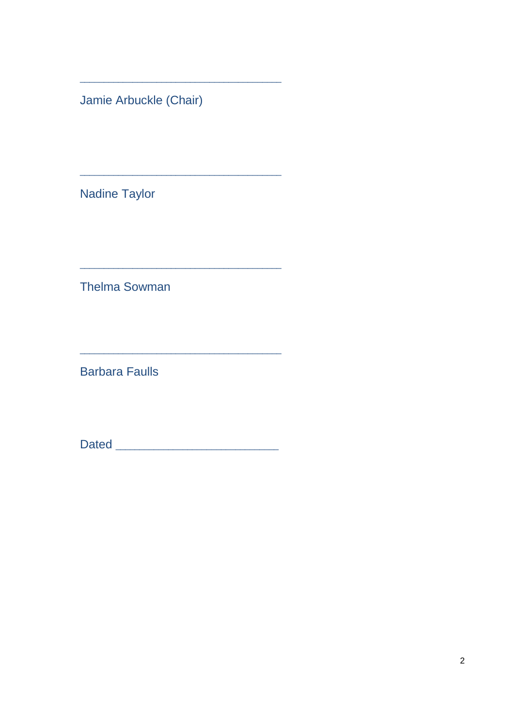______________________________

Jamie Arbuckle (Chair)

______________________________

Nadine Taylor

______________________________

Thelma Sowman

______________________________

Barbara Faulls

Dated ________________________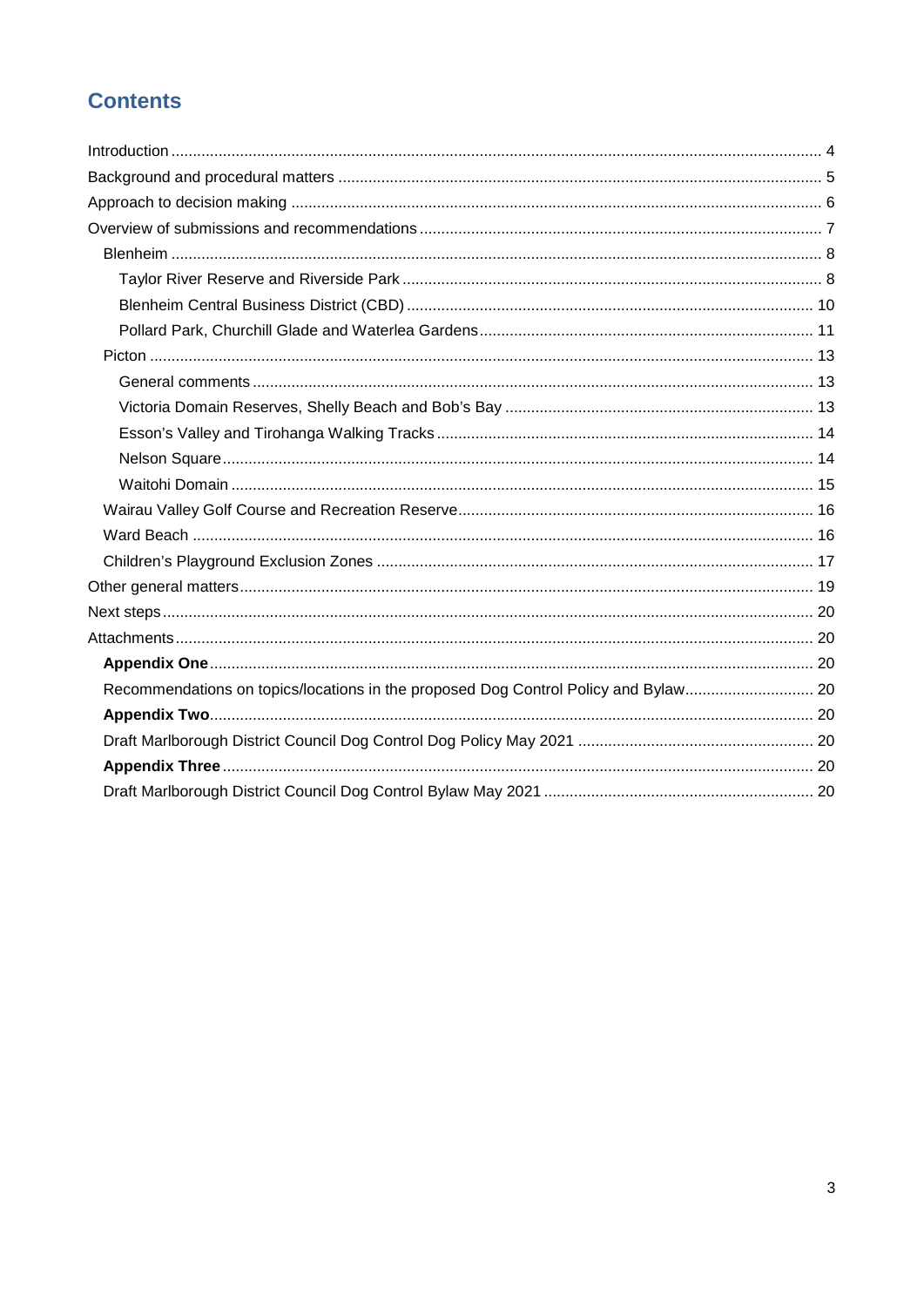## Contents

- Introduction ... 4
- Background and procedural matters ... 5
- Approach to decision making ... 6
- Overview of submissions and recommendations ... 7
  - Blenheim ... 8
    - Taylor River Reserve and Riverside Park ... 8
    - Blenheim Central Business District (CBD) ... 10
    - Pollard Park, Churchill Glade and Waterlea Gardens ... 11
  - Picton ... 13
    - General comments ... 13
    - Victoria Domain Reserves, Shelly Beach and Bob's Bay ... 13
    - Esson's Valley and Tirohanga Walking Tracks ... 14
    - Nelson Square ... 14
    - Waitohi Domain ... 15
  - Wairau Valley Golf Course and Recreation Reserve ... 16
  - Ward Beach ... 16
  - Children's Playground Exclusion Zones ... 17
- Other general matters ... 19
- Next steps ... 20
- Attachments ... 20
  - **Appendix One** ... 20
  - Recommendations on topics/locations in the proposed Dog Control Policy and Bylaw ... 20
  - **Appendix Two** ... 20
  - Draft Marlborough District Council Dog Control Dog Policy May 2021 ... 20
  - **Appendix Three** ... 20
  - Draft Marlborough District Council Dog Control Bylaw May 2021 ... 20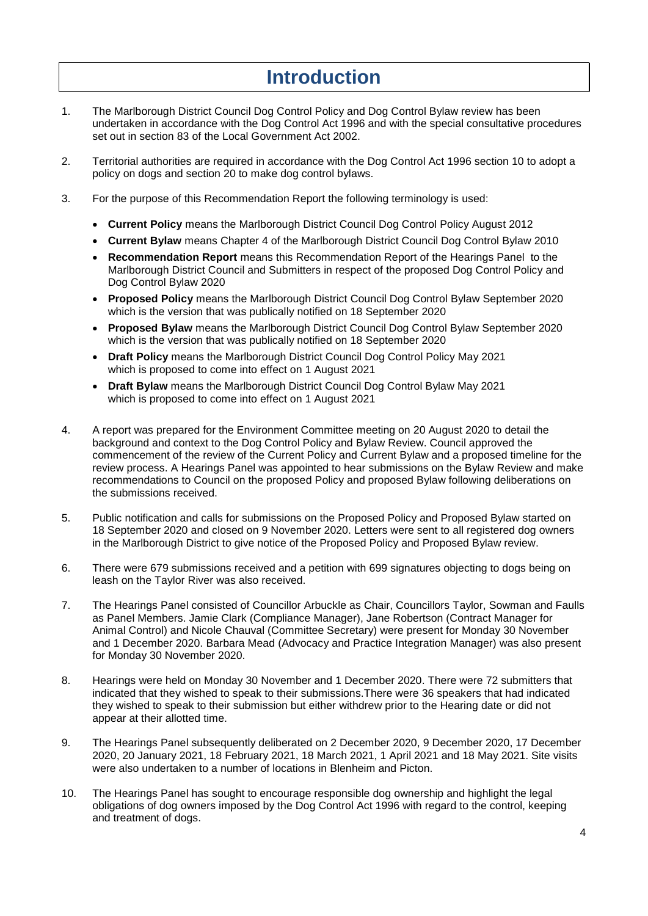# Introduction

1. The Marlborough District Council Dog Control Policy and Dog Control Bylaw review has been undertaken in accordance with the Dog Control Act 1996 and with the special consultative procedures set out in section 83 of the Local Government Act 2002.

2. Territorial authorities are required in accordance with the Dog Control Act 1996 section 10 to adopt a policy on dogs and section 20 to make dog control bylaws.

3. For the purpose of this Recommendation Report the following terminology is used:

   - **Current Policy** means the Marlborough District Council Dog Control Policy August 2012
   - **Current Bylaw** means Chapter 4 of the Marlborough District Council Dog Control Bylaw 2010
   - **Recommendation Report** means this Recommendation Report of the Hearings Panel to the Marlborough District Council and Submitters in respect of the proposed Dog Control Policy and Dog Control Bylaw 2020
   - **Proposed Policy** means the Marlborough District Council Dog Control Bylaw September 2020 which is the version that was publically notified on 18 September 2020
   - **Proposed Bylaw** means the Marlborough District Council Dog Control Bylaw September 2020 which is the version that was publically notified on 18 September 2020
   - **Draft Policy** means the Marlborough District Council Dog Control Policy May 2021 which is proposed to come into effect on 1 August 2021
   - **Draft Bylaw** means the Marlborough District Council Dog Control Bylaw May 2021 which is proposed to come into effect on 1 August 2021

4. A report was prepared for the Environment Committee meeting on 20 August 2020 to detail the background and context to the Dog Control Policy and Bylaw Review. Council approved the commencement of the review of the Current Policy and Current Bylaw and a proposed timeline for the review process. A Hearings Panel was appointed to hear submissions on the Bylaw Review and make recommendations to Council on the proposed Policy and proposed Bylaw following deliberations on the submissions received.

5. Public notification and calls for submissions on the Proposed Policy and Proposed Bylaw started on 18 September 2020 and closed on 9 November 2020. Letters were sent to all registered dog owners in the Marlborough District to give notice of the Proposed Policy and Proposed Bylaw review.

6. There were 679 submissions received and a petition with 699 signatures objecting to dogs being on leash on the Taylor River was also received.

7. The Hearings Panel consisted of Councillor Arbuckle as Chair, Councillors Taylor, Sowman and Faulls as Panel Members. Jamie Clark (Compliance Manager), Jane Robertson (Contract Manager for Animal Control) and Nicole Chauval (Committee Secretary) were present for Monday 30 November and 1 December 2020. Barbara Mead (Advocacy and Practice Integration Manager) was also present for Monday 30 November 2020.

8. Hearings were held on Monday 30 November and 1 December 2020. There were 72 submitters that indicated that they wished to speak to their submissions.There were 36 speakers that had indicated they wished to speak to their submission but either withdrew prior to the Hearing date or did not appear at their allotted time.

9. The Hearings Panel subsequently deliberated on 2 December 2020, 9 December 2020, 17 December 2020, 20 January 2021, 18 February 2021, 18 March 2021, 1 April 2021 and 18 May 2021. Site visits were also undertaken to a number of locations in Blenheim and Picton.

10. The Hearings Panel has sought to encourage responsible dog ownership and highlight the legal obligations of dog owners imposed by the Dog Control Act 1996 with regard to the control, keeping and treatment of dogs.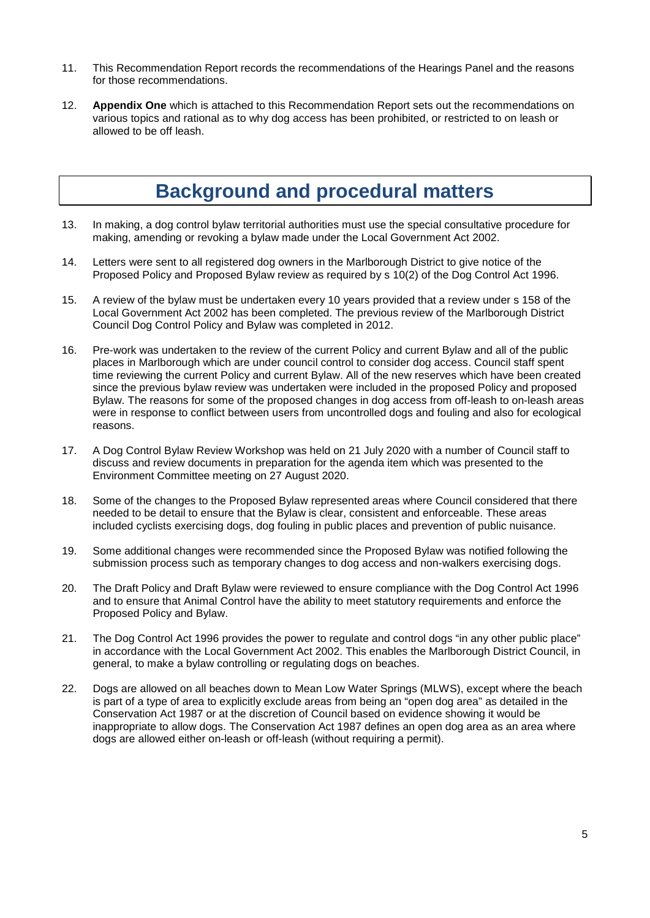11. This Recommendation Report records the recommendations of the Hearings Panel and the reasons for those recommendations.

12. **Appendix One** which is attached to this Recommendation Report sets out the recommendations on various topics and rational as to why dog access has been prohibited, or restricted to on leash or allowed to be off leash.

## Background and procedural matters

13. In making, a dog control bylaw territorial authorities must use the special consultative procedure for making, amending or revoking a bylaw made under the Local Government Act 2002.

14. Letters were sent to all registered dog owners in the Marlborough District to give notice of the Proposed Policy and Proposed Bylaw review as required by s 10(2) of the Dog Control Act 1996.

15. A review of the bylaw must be undertaken every 10 years provided that a review under s 158 of the Local Government Act 2002 has been completed. The previous review of the Marlborough District Council Dog Control Policy and Bylaw was completed in 2012.

16. Pre-work was undertaken to the review of the current Policy and current Bylaw and all of the public places in Marlborough which are under council control to consider dog access. Council staff spent time reviewing the current Policy and current Bylaw. All of the new reserves which have been created since the previous bylaw review was undertaken were included in the proposed Policy and proposed Bylaw. The reasons for some of the proposed changes in dog access from off-leash to on-leash areas were in response to conflict between users from uncontrolled dogs and fouling and also for ecological reasons.

17. A Dog Control Bylaw Review Workshop was held on 21 July 2020 with a number of Council staff to discuss and review documents in preparation for the agenda item which was presented to the Environment Committee meeting on 27 August 2020.

18. Some of the changes to the Proposed Bylaw represented areas where Council considered that there needed to be detail to ensure that the Bylaw is clear, consistent and enforceable. These areas included cyclists exercising dogs, dog fouling in public places and prevention of public nuisance.

19. Some additional changes were recommended since the Proposed Bylaw was notified following the submission process such as temporary changes to dog access and non-walkers exercising dogs.

20. The Draft Policy and Draft Bylaw were reviewed to ensure compliance with the Dog Control Act 1996 and to ensure that Animal Control have the ability to meet statutory requirements and enforce the Proposed Policy and Bylaw.

21. The Dog Control Act 1996 provides the power to regulate and control dogs "in any other public place" in accordance with the Local Government Act 2002. This enables the Marlborough District Council, in general, to make a bylaw controlling or regulating dogs on beaches.

22. Dogs are allowed on all beaches down to Mean Low Water Springs (MLWS), except where the beach is part of a type of area to explicitly exclude areas from being an "open dog area" as detailed in the Conservation Act 1987 or at the discretion of Council based on evidence showing it would be inappropriate to allow dogs. The Conservation Act 1987 defines an open dog area as an area where dogs are allowed either on-leash or off-leash (without requiring a permit).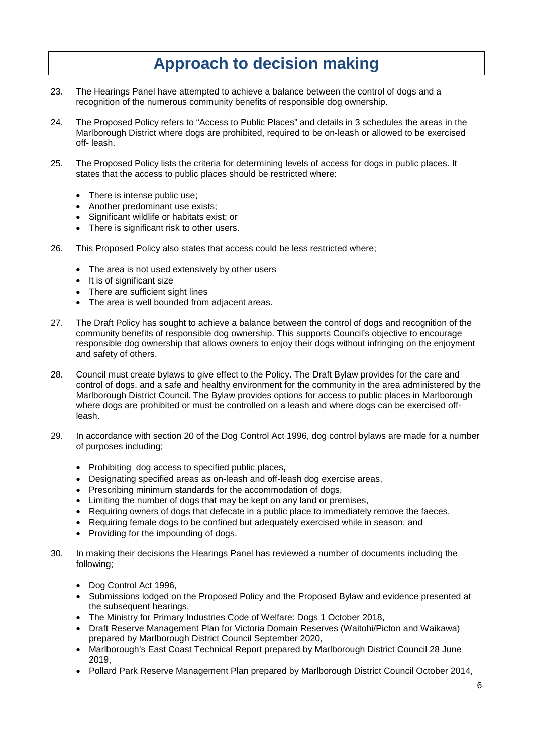# Approach to decision making

23. The Hearings Panel have attempted to achieve a balance between the control of dogs and a recognition of the numerous community benefits of responsible dog ownership.

24. The Proposed Policy refers to "Access to Public Places" and details in 3 schedules the areas in the Marlborough District where dogs are prohibited, required to be on-leash or allowed to be exercised off- leash.

25. The Proposed Policy lists the criteria for determining levels of access for dogs in public places. It states that the access to public places should be restricted where:

    - There is intense public use;
    - Another predominant use exists;
    - Significant wildlife or habitats exist; or
    - There is significant risk to other users.

26. This Proposed Policy also states that access could be less restricted where;

    - The area is not used extensively by other users
    - It is of significant size
    - There are sufficient sight lines
    - The area is well bounded from adjacent areas.

27. The Draft Policy has sought to achieve a balance between the control of dogs and recognition of the community benefits of responsible dog ownership. This supports Council's objective to encourage responsible dog ownership that allows owners to enjoy their dogs without infringing on the enjoyment and safety of others.

28. Council must create bylaws to give effect to the Policy. The Draft Bylaw provides for the care and control of dogs, and a safe and healthy environment for the community in the area administered by the Marlborough District Council. The Bylaw provides options for access to public places in Marlborough where dogs are prohibited or must be controlled on a leash and where dogs can be exercised off-leash.

29. In accordance with section 20 of the Dog Control Act 1996, dog control bylaws are made for a number of purposes including;

    - Prohibiting dog access to specified public places,
    - Designating specified areas as on-leash and off-leash dog exercise areas,
    - Prescribing minimum standards for the accommodation of dogs,
    - Limiting the number of dogs that may be kept on any land or premises,
    - Requiring owners of dogs that defecate in a public place to immediately remove the faeces,
    - Requiring female dogs to be confined but adequately exercised while in season, and
    - Providing for the impounding of dogs.

30. In making their decisions the Hearings Panel has reviewed a number of documents including the following;

    - Dog Control Act 1996,
    - Submissions lodged on the Proposed Policy and the Proposed Bylaw and evidence presented at the subsequent hearings,
    - The Ministry for Primary Industries Code of Welfare: Dogs 1 October 2018,
    - Draft Reserve Management Plan for Victoria Domain Reserves (Waitohi/Picton and Waikawa) prepared by Marlborough District Council September 2020,
    - Marlborough's East Coast Technical Report prepared by Marlborough District Council 28 June 2019,
    - Pollard Park Reserve Management Plan prepared by Marlborough District Council October 2014,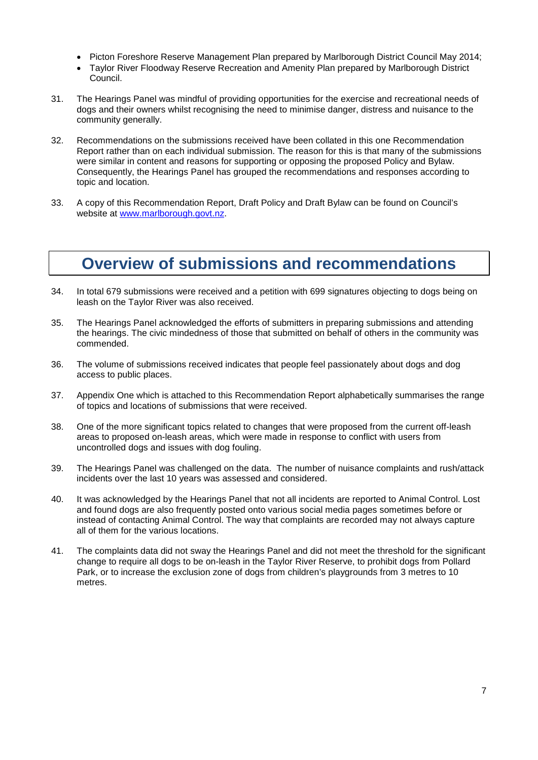- Picton Foreshore Reserve Management Plan prepared by Marlborough District Council May 2014;
- Taylor River Floodway Reserve Recreation and Amenity Plan prepared by Marlborough District Council.

31. The Hearings Panel was mindful of providing opportunities for the exercise and recreational needs of dogs and their owners whilst recognising the need to minimise danger, distress and nuisance to the community generally.

32. Recommendations on the submissions received have been collated in this one Recommendation Report rather than on each individual submission. The reason for this is that many of the submissions were similar in content and reasons for supporting or opposing the proposed Policy and Bylaw. Consequently, the Hearings Panel has grouped the recommendations and responses according to topic and location.

33. A copy of this Recommendation Report, Draft Policy and Draft Bylaw can be found on Council's website at [www.marlborough.govt.nz](http://www.marlborough.govt.nz).

## Overview of submissions and recommendations

34. In total 679 submissions were received and a petition with 699 signatures objecting to dogs being on leash on the Taylor River was also received.

35. The Hearings Panel acknowledged the efforts of submitters in preparing submissions and attending the hearings. The civic mindedness of those that submitted on behalf of others in the community was commended.

36. The volume of submissions received indicates that people feel passionately about dogs and dog access to public places.

37. Appendix One which is attached to this Recommendation Report alphabetically summarises the range of topics and locations of submissions that were received.

38. One of the more significant topics related to changes that were proposed from the current off-leash areas to proposed on-leash areas, which were made in response to conflict with users from uncontrolled dogs and issues with dog fouling.

39. The Hearings Panel was challenged on the data. The number of nuisance complaints and rush/attack incidents over the last 10 years was assessed and considered.

40. It was acknowledged by the Hearings Panel that not all incidents are reported to Animal Control. Lost and found dogs are also frequently posted onto various social media pages sometimes before or instead of contacting Animal Control. The way that complaints are recorded may not always capture all of them for the various locations.

41. The complaints data did not sway the Hearings Panel and did not meet the threshold for the significant change to require all dogs to be on-leash in the Taylor River Reserve, to prohibit dogs from Pollard Park, or to increase the exclusion zone of dogs from children's playgrounds from 3 metres to 10 metres.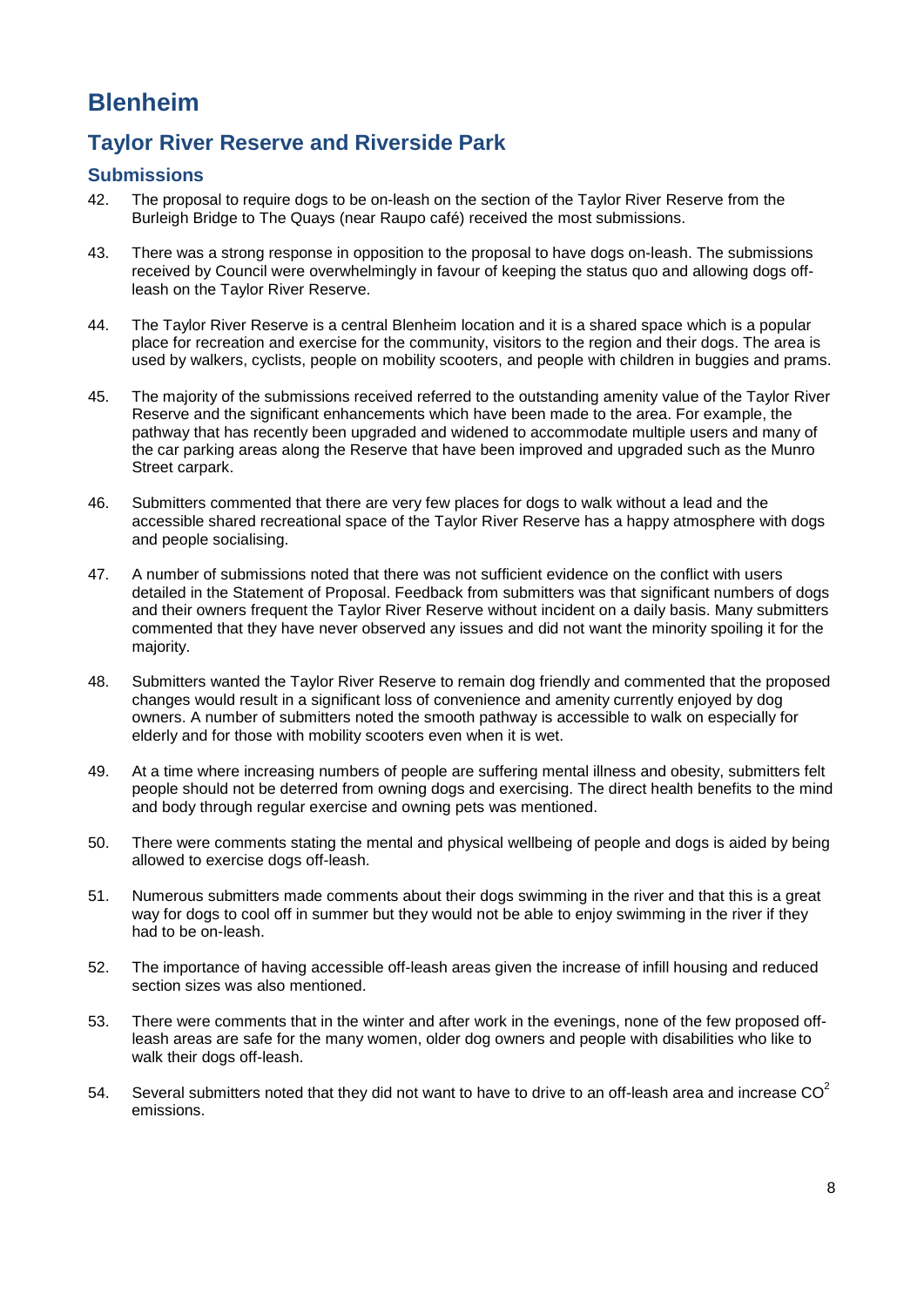# Blenheim

## Taylor River Reserve and Riverside Park

### Submissions

42. The proposal to require dogs to be on-leash on the section of the Taylor River Reserve from the Burleigh Bridge to The Quays (near Raupo café) received the most submissions.

43. There was a strong response in opposition to the proposal to have dogs on-leash. The submissions received by Council were overwhelmingly in favour of keeping the status quo and allowing dogs off-leash on the Taylor River Reserve.

44. The Taylor River Reserve is a central Blenheim location and it is a shared space which is a popular place for recreation and exercise for the community, visitors to the region and their dogs. The area is used by walkers, cyclists, people on mobility scooters, and people with children in buggies and prams.

45. The majority of the submissions received referred to the outstanding amenity value of the Taylor River Reserve and the significant enhancements which have been made to the area. For example, the pathway that has recently been upgraded and widened to accommodate multiple users and many of the car parking areas along the Reserve that have been improved and upgraded such as the Munro Street carpark.

46. Submitters commented that there are very few places for dogs to walk without a lead and the accessible shared recreational space of the Taylor River Reserve has a happy atmosphere with dogs and people socialising.

47. A number of submissions noted that there was not sufficient evidence on the conflict with users detailed in the Statement of Proposal. Feedback from submitters was that significant numbers of dogs and their owners frequent the Taylor River Reserve without incident on a daily basis. Many submitters commented that they have never observed any issues and did not want the minority spoiling it for the majority.

48. Submitters wanted the Taylor River Reserve to remain dog friendly and commented that the proposed changes would result in a significant loss of convenience and amenity currently enjoyed by dog owners. A number of submitters noted the smooth pathway is accessible to walk on especially for elderly and for those with mobility scooters even when it is wet.

49. At a time where increasing numbers of people are suffering mental illness and obesity, submitters felt people should not be deterred from owning dogs and exercising. The direct health benefits to the mind and body through regular exercise and owning pets was mentioned.

50. There were comments stating the mental and physical wellbeing of people and dogs is aided by being allowed to exercise dogs off-leash.

51. Numerous submitters made comments about their dogs swimming in the river and that this is a great way for dogs to cool off in summer but they would not be able to enjoy swimming in the river if they had to be on-leash.

52. The importance of having accessible off-leash areas given the increase of infill housing and reduced section sizes was also mentioned.

53. There were comments that in the winter and after work in the evenings, none of the few proposed off-leash areas are safe for the many women, older dog owners and people with disabilities who like to walk their dogs off-leash.

54. Several submitters noted that they did not want to have to drive to an off-leash area and increase $CO^2$ emissions.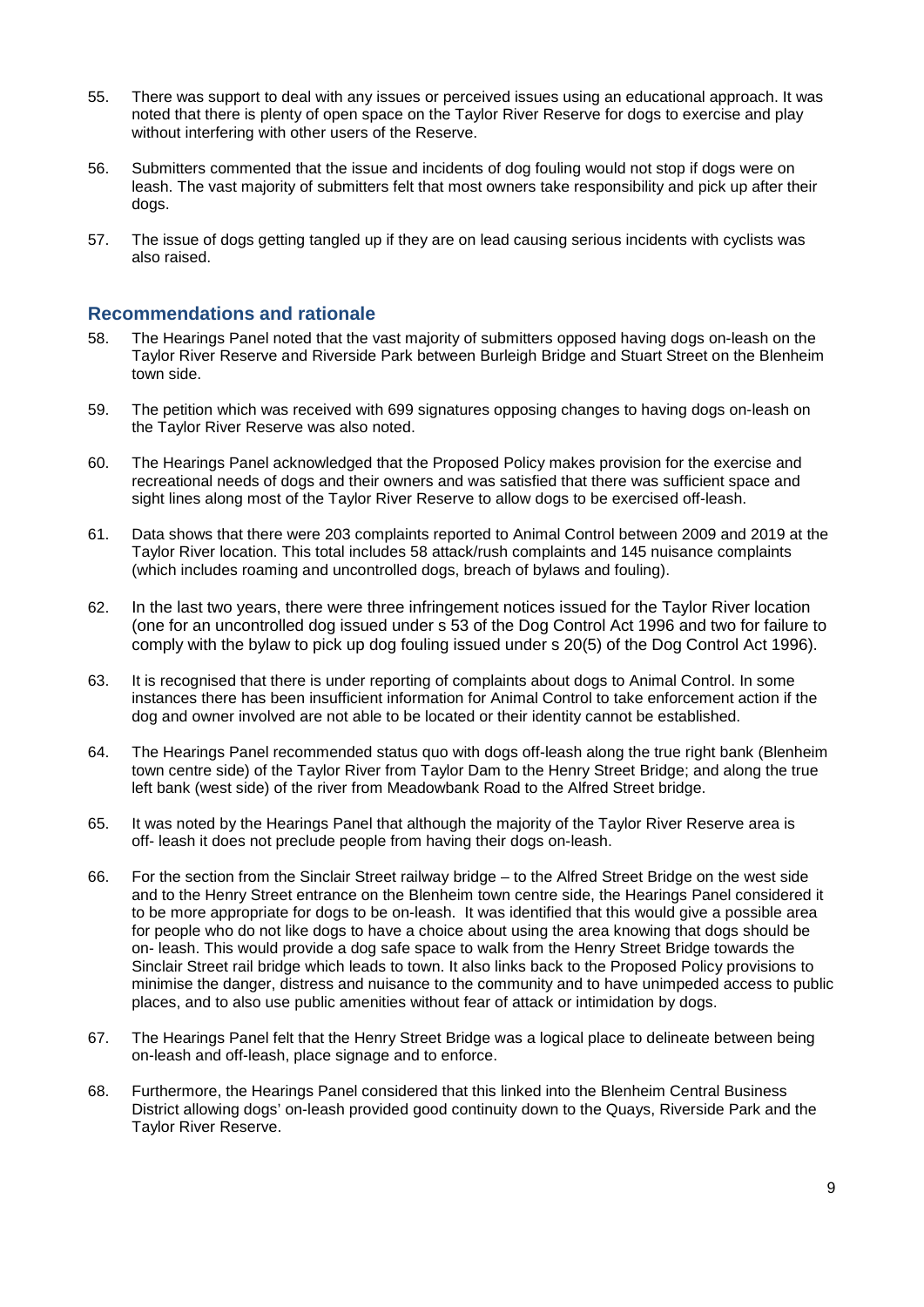55. There was support to deal with any issues or perceived issues using an educational approach. It was noted that there is plenty of open space on the Taylor River Reserve for dogs to exercise and play without interfering with other users of the Reserve.

56. Submitters commented that the issue and incidents of dog fouling would not stop if dogs were on leash. The vast majority of submitters felt that most owners take responsibility and pick up after their dogs.

57. The issue of dogs getting tangled up if they are on lead causing serious incidents with cyclists was also raised.

## Recommendations and rationale

58. The Hearings Panel noted that the vast majority of submitters opposed having dogs on-leash on the Taylor River Reserve and Riverside Park between Burleigh Bridge and Stuart Street on the Blenheim town side.

59. The petition which was received with 699 signatures opposing changes to having dogs on-leash on the Taylor River Reserve was also noted.

60. The Hearings Panel acknowledged that the Proposed Policy makes provision for the exercise and recreational needs of dogs and their owners and was satisfied that there was sufficient space and sight lines along most of the Taylor River Reserve to allow dogs to be exercised off-leash.

61. Data shows that there were 203 complaints reported to Animal Control between 2009 and 2019 at the Taylor River location. This total includes 58 attack/rush complaints and 145 nuisance complaints (which includes roaming and uncontrolled dogs, breach of bylaws and fouling).

62. In the last two years, there were three infringement notices issued for the Taylor River location (one for an uncontrolled dog issued under s 53 of the Dog Control Act 1996 and two for failure to comply with the bylaw to pick up dog fouling issued under s 20(5) of the Dog Control Act 1996).

63. It is recognised that there is under reporting of complaints about dogs to Animal Control. In some instances there has been insufficient information for Animal Control to take enforcement action if the dog and owner involved are not able to be located or their identity cannot be established.

64. The Hearings Panel recommended status quo with dogs off-leash along the true right bank (Blenheim town centre side) of the Taylor River from Taylor Dam to the Henry Street Bridge; and along the true left bank (west side) of the river from Meadowbank Road to the Alfred Street bridge.

65. It was noted by the Hearings Panel that although the majority of the Taylor River Reserve area is off- leash it does not preclude people from having their dogs on-leash.

66. For the section from the Sinclair Street railway bridge – to the Alfred Street Bridge on the west side and to the Henry Street entrance on the Blenheim town centre side, the Hearings Panel considered it to be more appropriate for dogs to be on-leash. It was identified that this would give a possible area for people who do not like dogs to have a choice about using the area knowing that dogs should be on- leash. This would provide a dog safe space to walk from the Henry Street Bridge towards the Sinclair Street rail bridge which leads to town. It also links back to the Proposed Policy provisions to minimise the danger, distress and nuisance to the community and to have unimpeded access to public places, and to also use public amenities without fear of attack or intimidation by dogs.

67. The Hearings Panel felt that the Henry Street Bridge was a logical place to delineate between being on-leash and off-leash, place signage and to enforce.

68. Furthermore, the Hearings Panel considered that this linked into the Blenheim Central Business District allowing dogs' on-leash provided good continuity down to the Quays, Riverside Park and the Taylor River Reserve.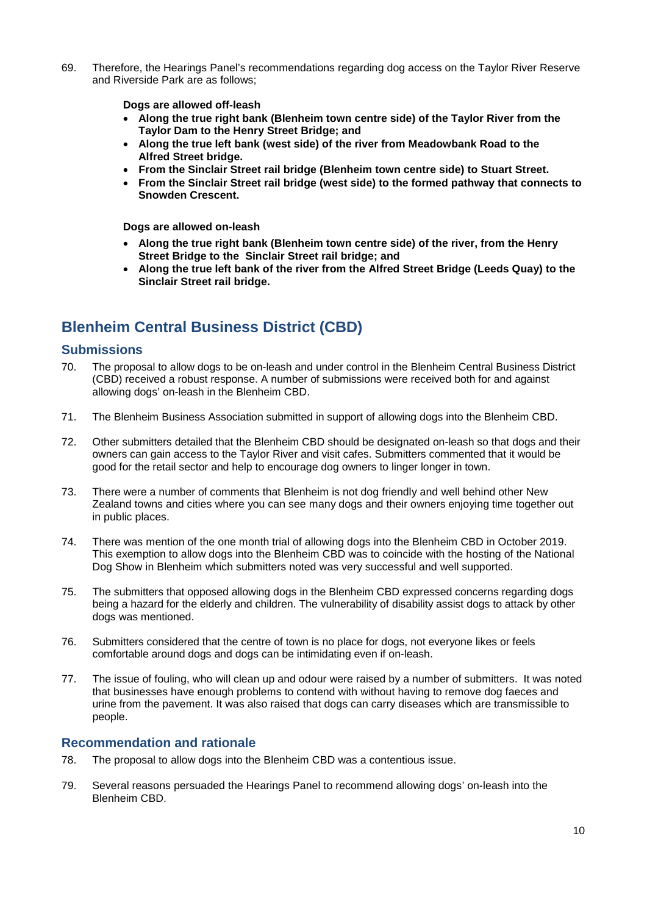69. Therefore, the Hearings Panel's recommendations regarding dog access on the Taylor River Reserve and Riverside Park are as follows;

**Dogs are allowed off-leash**

- **Along the true right bank (Blenheim town centre side) of the Taylor River from the Taylor Dam to the Henry Street Bridge; and**
- **Along the true left bank (west side) of the river from Meadowbank Road to the Alfred Street bridge.**
- **From the Sinclair Street rail bridge (Blenheim town centre side) to Stuart Street.**
- **From the Sinclair Street rail bridge (west side) to the formed pathway that connects to Snowden Crescent.**

**Dogs are allowed on-leash**

- **Along the true right bank (Blenheim town centre side) of the river, from the Henry Street Bridge to the Sinclair Street rail bridge; and**
- **Along the true left bank of the river from the Alfred Street Bridge (Leeds Quay) to the Sinclair Street rail bridge.**

## Blenheim Central Business District (CBD)

### Submissions

70. The proposal to allow dogs to be on-leash and under control in the Blenheim Central Business District (CBD) received a robust response. A number of submissions were received both for and against allowing dogs' on-leash in the Blenheim CBD.

71. The Blenheim Business Association submitted in support of allowing dogs into the Blenheim CBD.

72. Other submitters detailed that the Blenheim CBD should be designated on-leash so that dogs and their owners can gain access to the Taylor River and visit cafes. Submitters commented that it would be good for the retail sector and help to encourage dog owners to linger longer in town.

73. There were a number of comments that Blenheim is not dog friendly and well behind other New Zealand towns and cities where you can see many dogs and their owners enjoying time together out in public places.

74. There was mention of the one month trial of allowing dogs into the Blenheim CBD in October 2019. This exemption to allow dogs into the Blenheim CBD was to coincide with the hosting of the National Dog Show in Blenheim which submitters noted was very successful and well supported.

75. The submitters that opposed allowing dogs in the Blenheim CBD expressed concerns regarding dogs being a hazard for the elderly and children. The vulnerability of disability assist dogs to attack by other dogs was mentioned.

76. Submitters considered that the centre of town is no place for dogs, not everyone likes or feels comfortable around dogs and dogs can be intimidating even if on-leash.

77. The issue of fouling, who will clean up and odour were raised by a number of submitters. It was noted that businesses have enough problems to contend with without having to remove dog faeces and urine from the pavement. It was also raised that dogs can carry diseases which are transmissible to people.

### Recommendation and rationale

78. The proposal to allow dogs into the Blenheim CBD was a contentious issue.

79. Several reasons persuaded the Hearings Panel to recommend allowing dogs' on-leash into the Blenheim CBD.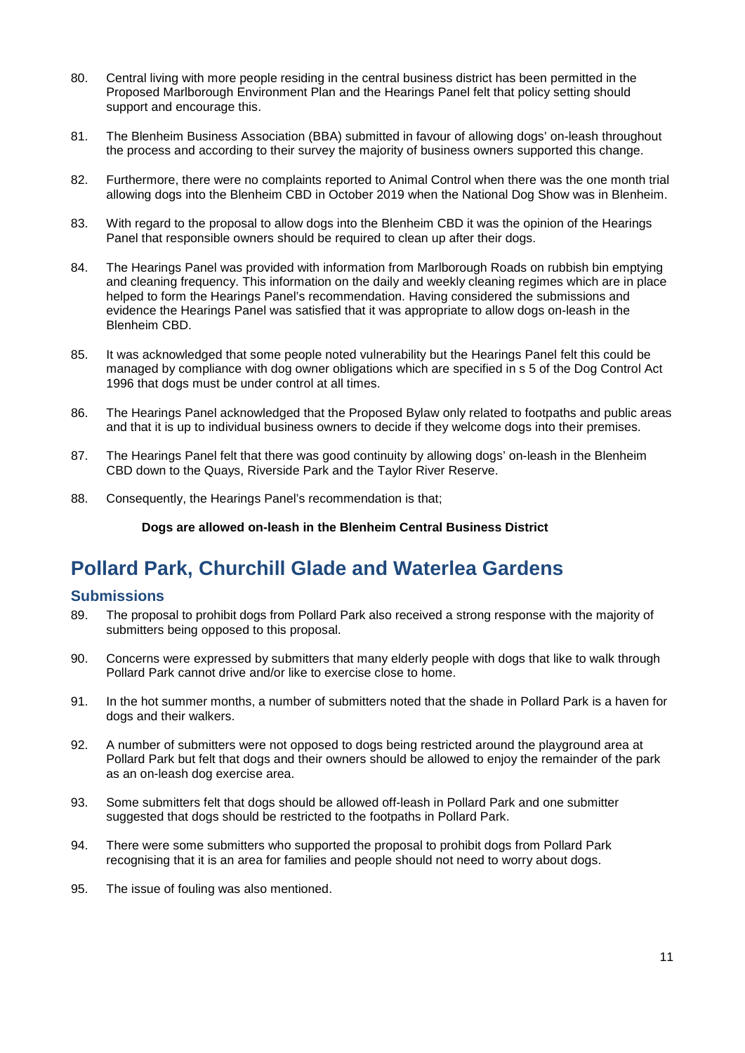80. Central living with more people residing in the central business district has been permitted in the Proposed Marlborough Environment Plan and the Hearings Panel felt that policy setting should support and encourage this.

81. The Blenheim Business Association (BBA) submitted in favour of allowing dogs' on-leash throughout the process and according to their survey the majority of business owners supported this change.

82. Furthermore, there were no complaints reported to Animal Control when there was the one month trial allowing dogs into the Blenheim CBD in October 2019 when the National Dog Show was in Blenheim.

83. With regard to the proposal to allow dogs into the Blenheim CBD it was the opinion of the Hearings Panel that responsible owners should be required to clean up after their dogs.

84. The Hearings Panel was provided with information from Marlborough Roads on rubbish bin emptying and cleaning frequency. This information on the daily and weekly cleaning regimes which are in place helped to form the Hearings Panel's recommendation. Having considered the submissions and evidence the Hearings Panel was satisfied that it was appropriate to allow dogs on-leash in the Blenheim CBD.

85. It was acknowledged that some people noted vulnerability but the Hearings Panel felt this could be managed by compliance with dog owner obligations which are specified in s 5 of the Dog Control Act 1996 that dogs must be under control at all times.

86. The Hearings Panel acknowledged that the Proposed Bylaw only related to footpaths and public areas and that it is up to individual business owners to decide if they welcome dogs into their premises.

87. The Hearings Panel felt that there was good continuity by allowing dogs' on-leash in the Blenheim CBD down to the Quays, Riverside Park and the Taylor River Reserve.

88. Consequently, the Hearings Panel's recommendation is that;

**Dogs are allowed on-leash in the Blenheim Central Business District**

## Pollard Park, Churchill Glade and Waterlea Gardens

### Submissions

89. The proposal to prohibit dogs from Pollard Park also received a strong response with the majority of submitters being opposed to this proposal.

90. Concerns were expressed by submitters that many elderly people with dogs that like to walk through Pollard Park cannot drive and/or like to exercise close to home.

91. In the hot summer months, a number of submitters noted that the shade in Pollard Park is a haven for dogs and their walkers.

92. A number of submitters were not opposed to dogs being restricted around the playground area at Pollard Park but felt that dogs and their owners should be allowed to enjoy the remainder of the park as an on-leash dog exercise area.

93. Some submitters felt that dogs should be allowed off-leash in Pollard Park and one submitter suggested that dogs should be restricted to the footpaths in Pollard Park.

94. There were some submitters who supported the proposal to prohibit dogs from Pollard Park recognising that it is an area for families and people should not need to worry about dogs.

95. The issue of fouling was also mentioned.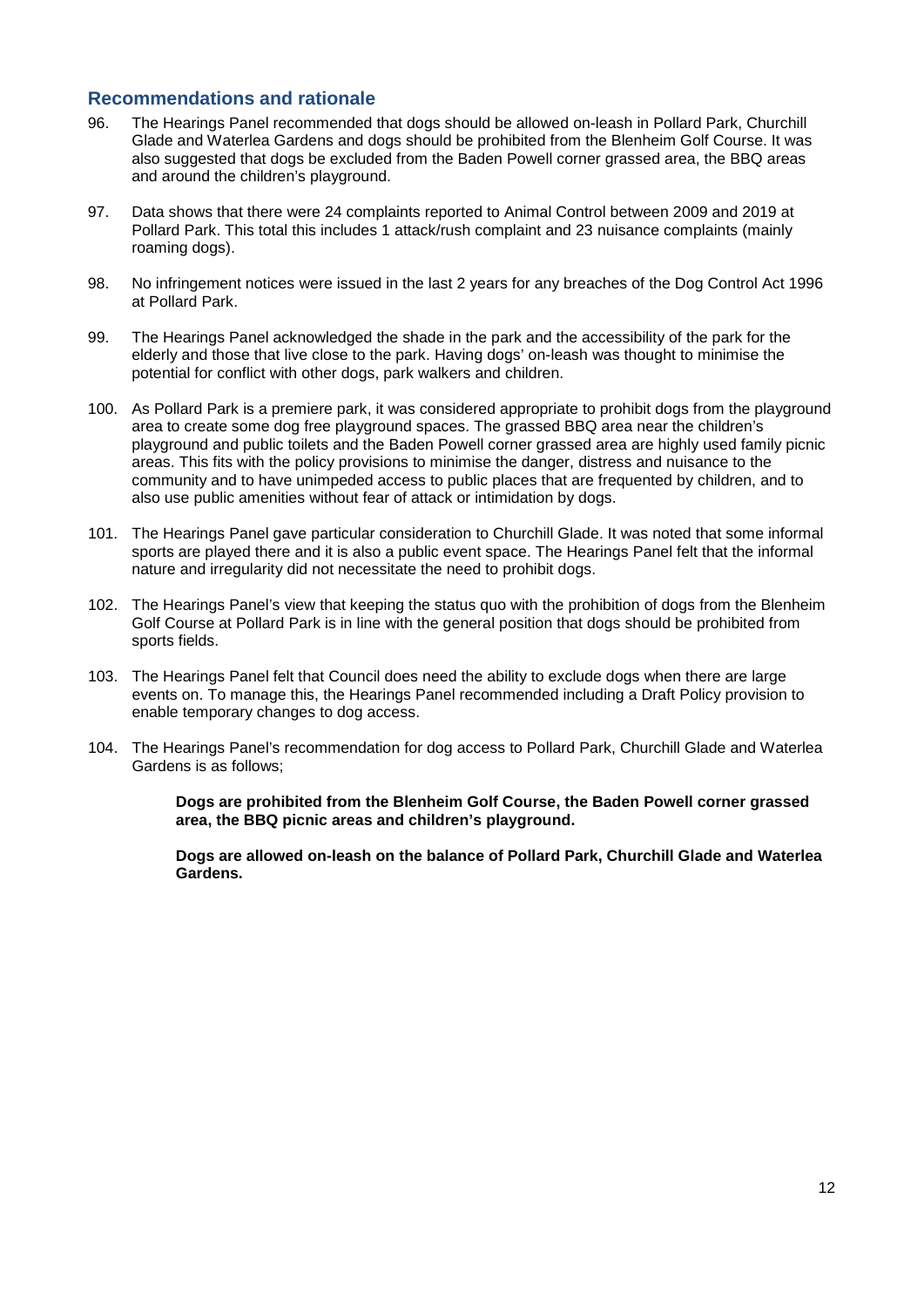## Recommendations and rationale

96. The Hearings Panel recommended that dogs should be allowed on-leash in Pollard Park, Churchill Glade and Waterlea Gardens and dogs should be prohibited from the Blenheim Golf Course. It was also suggested that dogs be excluded from the Baden Powell corner grassed area, the BBQ areas and around the children's playground.

97. Data shows that there were 24 complaints reported to Animal Control between 2009 and 2019 at Pollard Park. This total this includes 1 attack/rush complaint and 23 nuisance complaints (mainly roaming dogs).

98. No infringement notices were issued in the last 2 years for any breaches of the Dog Control Act 1996 at Pollard Park.

99. The Hearings Panel acknowledged the shade in the park and the accessibility of the park for the elderly and those that live close to the park. Having dogs' on-leash was thought to minimise the potential for conflict with other dogs, park walkers and children.

100. As Pollard Park is a premiere park, it was considered appropriate to prohibit dogs from the playground area to create some dog free playground spaces. The grassed BBQ area near the children's playground and public toilets and the Baden Powell corner grassed area are highly used family picnic areas. This fits with the policy provisions to minimise the danger, distress and nuisance to the community and to have unimpeded access to public places that are frequented by children, and to also use public amenities without fear of attack or intimidation by dogs.

101. The Hearings Panel gave particular consideration to Churchill Glade. It was noted that some informal sports are played there and it is also a public event space. The Hearings Panel felt that the informal nature and irregularity did not necessitate the need to prohibit dogs.

102. The Hearings Panel's view that keeping the status quo with the prohibition of dogs from the Blenheim Golf Course at Pollard Park is in line with the general position that dogs should be prohibited from sports fields.

103. The Hearings Panel felt that Council does need the ability to exclude dogs when there are large events on. To manage this, the Hearings Panel recommended including a Draft Policy provision to enable temporary changes to dog access.

104. The Hearings Panel's recommendation for dog access to Pollard Park, Churchill Glade and Waterlea Gardens is as follows;

    **Dogs are prohibited from the Blenheim Golf Course, the Baden Powell corner grassed area, the BBQ picnic areas and children's playground.**

    **Dogs are allowed on-leash on the balance of Pollard Park, Churchill Glade and Waterlea Gardens.**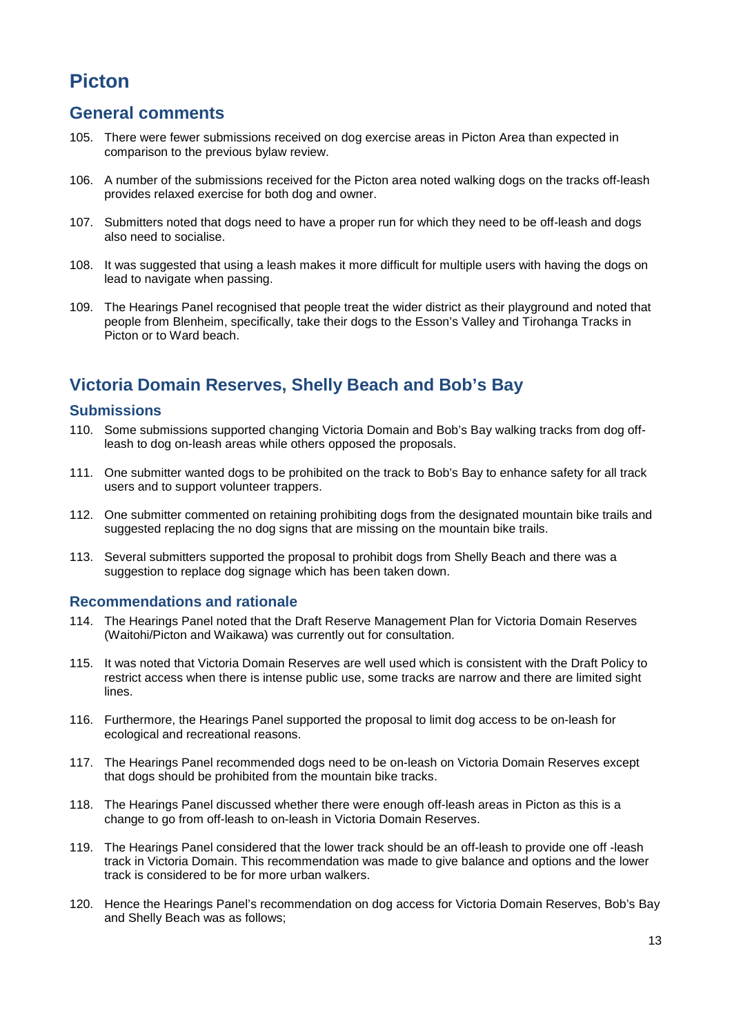# Picton

## General comments

105. There were fewer submissions received on dog exercise areas in Picton Area than expected in comparison to the previous bylaw review.

106. A number of the submissions received for the Picton area noted walking dogs on the tracks off-leash provides relaxed exercise for both dog and owner.

107. Submitters noted that dogs need to have a proper run for which they need to be off-leash and dogs also need to socialise.

108. It was suggested that using a leash makes it more difficult for multiple users with having the dogs on lead to navigate when passing.

109. The Hearings Panel recognised that people treat the wider district as their playground and noted that people from Blenheim, specifically, take their dogs to the Esson's Valley and Tirohanga Tracks in Picton or to Ward beach.

## Victoria Domain Reserves, Shelly Beach and Bob's Bay

### Submissions

110. Some submissions supported changing Victoria Domain and Bob's Bay walking tracks from dog off-leash to dog on-leash areas while others opposed the proposals.

111. One submitter wanted dogs to be prohibited on the track to Bob's Bay to enhance safety for all track users and to support volunteer trappers.

112. One submitter commented on retaining prohibiting dogs from the designated mountain bike trails and suggested replacing the no dog signs that are missing on the mountain bike trails.

113. Several submitters supported the proposal to prohibit dogs from Shelly Beach and there was a suggestion to replace dog signage which has been taken down.

### Recommendations and rationale

114. The Hearings Panel noted that the Draft Reserve Management Plan for Victoria Domain Reserves (Waitohi/Picton and Waikawa) was currently out for consultation.

115. It was noted that Victoria Domain Reserves are well used which is consistent with the Draft Policy to restrict access when there is intense public use, some tracks are narrow and there are limited sight lines.

116. Furthermore, the Hearings Panel supported the proposal to limit dog access to be on-leash for ecological and recreational reasons.

117. The Hearings Panel recommended dogs need to be on-leash on Victoria Domain Reserves except that dogs should be prohibited from the mountain bike tracks.

118. The Hearings Panel discussed whether there were enough off-leash areas in Picton as this is a change to go from off-leash to on-leash in Victoria Domain Reserves.

119. The Hearings Panel considered that the lower track should be an off-leash to provide one off -leash track in Victoria Domain. This recommendation was made to give balance and options and the lower track is considered to be for more urban walkers.

120. Hence the Hearings Panel's recommendation on dog access for Victoria Domain Reserves, Bob's Bay and Shelly Beach was as follows;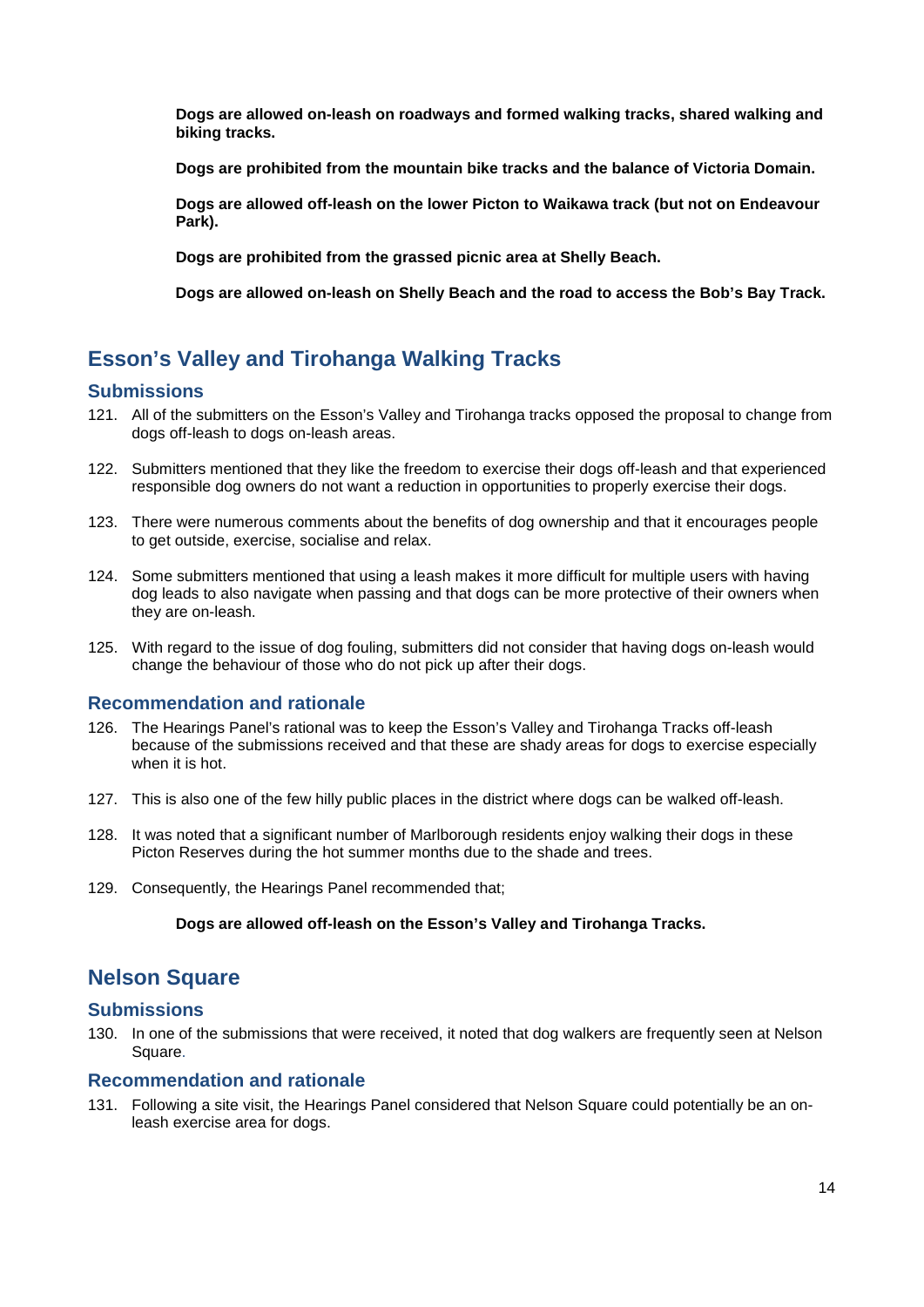**Dogs are allowed on-leash on roadways and formed walking tracks, shared walking and biking tracks.**

**Dogs are prohibited from the mountain bike tracks and the balance of Victoria Domain.**

**Dogs are allowed off-leash on the lower Picton to Waikawa track (but not on Endeavour Park).**

**Dogs are prohibited from the grassed picnic area at Shelly Beach.**

**Dogs are allowed on-leash on Shelly Beach and the road to access the Bob's Bay Track.**

## Esson's Valley and Tirohanga Walking Tracks

### Submissions

121. All of the submitters on the Esson's Valley and Tirohanga tracks opposed the proposal to change from dogs off-leash to dogs on-leash areas.

122. Submitters mentioned that they like the freedom to exercise their dogs off-leash and that experienced responsible dog owners do not want a reduction in opportunities to properly exercise their dogs.

123. There were numerous comments about the benefits of dog ownership and that it encourages people to get outside, exercise, socialise and relax.

124. Some submitters mentioned that using a leash makes it more difficult for multiple users with having dog leads to also navigate when passing and that dogs can be more protective of their owners when they are on-leash.

125. With regard to the issue of dog fouling, submitters did not consider that having dogs on-leash would change the behaviour of those who do not pick up after their dogs.

### Recommendation and rationale

126. The Hearings Panel's rational was to keep the Esson's Valley and Tirohanga Tracks off-leash because of the submissions received and that these are shady areas for dogs to exercise especially when it is hot.

127. This is also one of the few hilly public places in the district where dogs can be walked off-leash.

128. It was noted that a significant number of Marlborough residents enjoy walking their dogs in these Picton Reserves during the hot summer months due to the shade and trees.

129. Consequently, the Hearings Panel recommended that;

**Dogs are allowed off-leash on the Esson's Valley and Tirohanga Tracks.**

## Nelson Square

### Submissions

130. In one of the submissions that were received, it noted that dog walkers are frequently seen at Nelson Square.

### Recommendation and rationale

131. Following a site visit, the Hearings Panel considered that Nelson Square could potentially be an on-leash exercise area for dogs.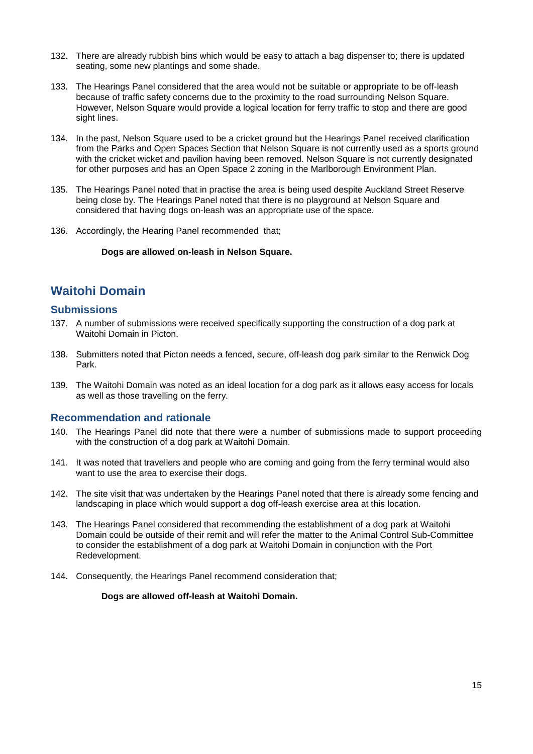132. There are already rubbish bins which would be easy to attach a bag dispenser to; there is updated seating, some new plantings and some shade.

133. The Hearings Panel considered that the area would not be suitable or appropriate to be off-leash because of traffic safety concerns due to the proximity to the road surrounding Nelson Square. However, Nelson Square would provide a logical location for ferry traffic to stop and there are good sight lines.

134. In the past, Nelson Square used to be a cricket ground but the Hearings Panel received clarification from the Parks and Open Spaces Section that Nelson Square is not currently used as a sports ground with the cricket wicket and pavilion having been removed. Nelson Square is not currently designated for other purposes and has an Open Space 2 zoning in the Marlborough Environment Plan.

135. The Hearings Panel noted that in practise the area is being used despite Auckland Street Reserve being close by. The Hearings Panel noted that there is no playground at Nelson Square and considered that having dogs on-leash was an appropriate use of the space.

136. Accordingly, the Hearing Panel recommended that;

**Dogs are allowed on-leash in Nelson Square.**

## Waitohi Domain

### Submissions

137. A number of submissions were received specifically supporting the construction of a dog park at Waitohi Domain in Picton.

138. Submitters noted that Picton needs a fenced, secure, off-leash dog park similar to the Renwick Dog Park.

139. The Waitohi Domain was noted as an ideal location for a dog park as it allows easy access for locals as well as those travelling on the ferry.

### Recommendation and rationale

140. The Hearings Panel did note that there were a number of submissions made to support proceeding with the construction of a dog park at Waitohi Domain.

141. It was noted that travellers and people who are coming and going from the ferry terminal would also want to use the area to exercise their dogs.

142. The site visit that was undertaken by the Hearings Panel noted that there is already some fencing and landscaping in place which would support a dog off-leash exercise area at this location.

143. The Hearings Panel considered that recommending the establishment of a dog park at Waitohi Domain could be outside of their remit and will refer the matter to the Animal Control Sub-Committee to consider the establishment of a dog park at Waitohi Domain in conjunction with the Port Redevelopment.

144. Consequently, the Hearings Panel recommend consideration that;

**Dogs are allowed off-leash at Waitohi Domain.**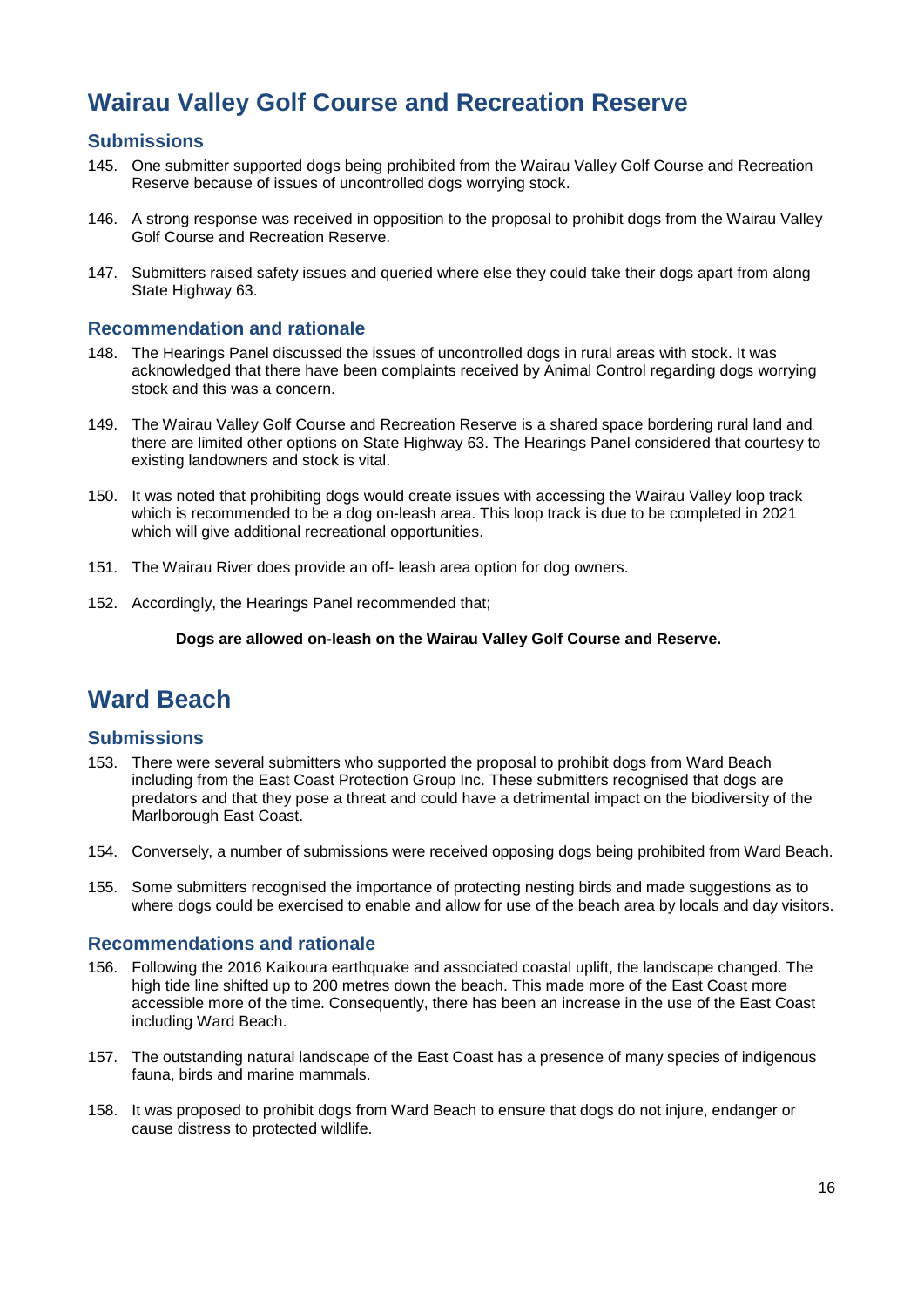## Wairau Valley Golf Course and Recreation Reserve

### Submissions

145. One submitter supported dogs being prohibited from the Wairau Valley Golf Course and Recreation Reserve because of issues of uncontrolled dogs worrying stock.

146. A strong response was received in opposition to the proposal to prohibit dogs from the Wairau Valley Golf Course and Recreation Reserve.

147. Submitters raised safety issues and queried where else they could take their dogs apart from along State Highway 63.

### Recommendation and rationale

148. The Hearings Panel discussed the issues of uncontrolled dogs in rural areas with stock. It was acknowledged that there have been complaints received by Animal Control regarding dogs worrying stock and this was a concern.

149. The Wairau Valley Golf Course and Recreation Reserve is a shared space bordering rural land and there are limited other options on State Highway 63. The Hearings Panel considered that courtesy to existing landowners and stock is vital.

150. It was noted that prohibiting dogs would create issues with accessing the Wairau Valley loop track which is recommended to be a dog on-leash area. This loop track is due to be completed in 2021 which will give additional recreational opportunities.

151. The Wairau River does provide an off- leash area option for dog owners.

152. Accordingly, the Hearings Panel recommended that;

**Dogs are allowed on-leash on the Wairau Valley Golf Course and Reserve.**

## Ward Beach

### Submissions

153. There were several submitters who supported the proposal to prohibit dogs from Ward Beach including from the East Coast Protection Group Inc. These submitters recognised that dogs are predators and that they pose a threat and could have a detrimental impact on the biodiversity of the Marlborough East Coast.

154. Conversely, a number of submissions were received opposing dogs being prohibited from Ward Beach.

155. Some submitters recognised the importance of protecting nesting birds and made suggestions as to where dogs could be exercised to enable and allow for use of the beach area by locals and day visitors.

### Recommendations and rationale

156. Following the 2016 Kaikoura earthquake and associated coastal uplift, the landscape changed. The high tide line shifted up to 200 metres down the beach. This made more of the East Coast more accessible more of the time. Consequently, there has been an increase in the use of the East Coast including Ward Beach.

157. The outstanding natural landscape of the East Coast has a presence of many species of indigenous fauna, birds and marine mammals.

158. It was proposed to prohibit dogs from Ward Beach to ensure that dogs do not injure, endanger or cause distress to protected wildlife.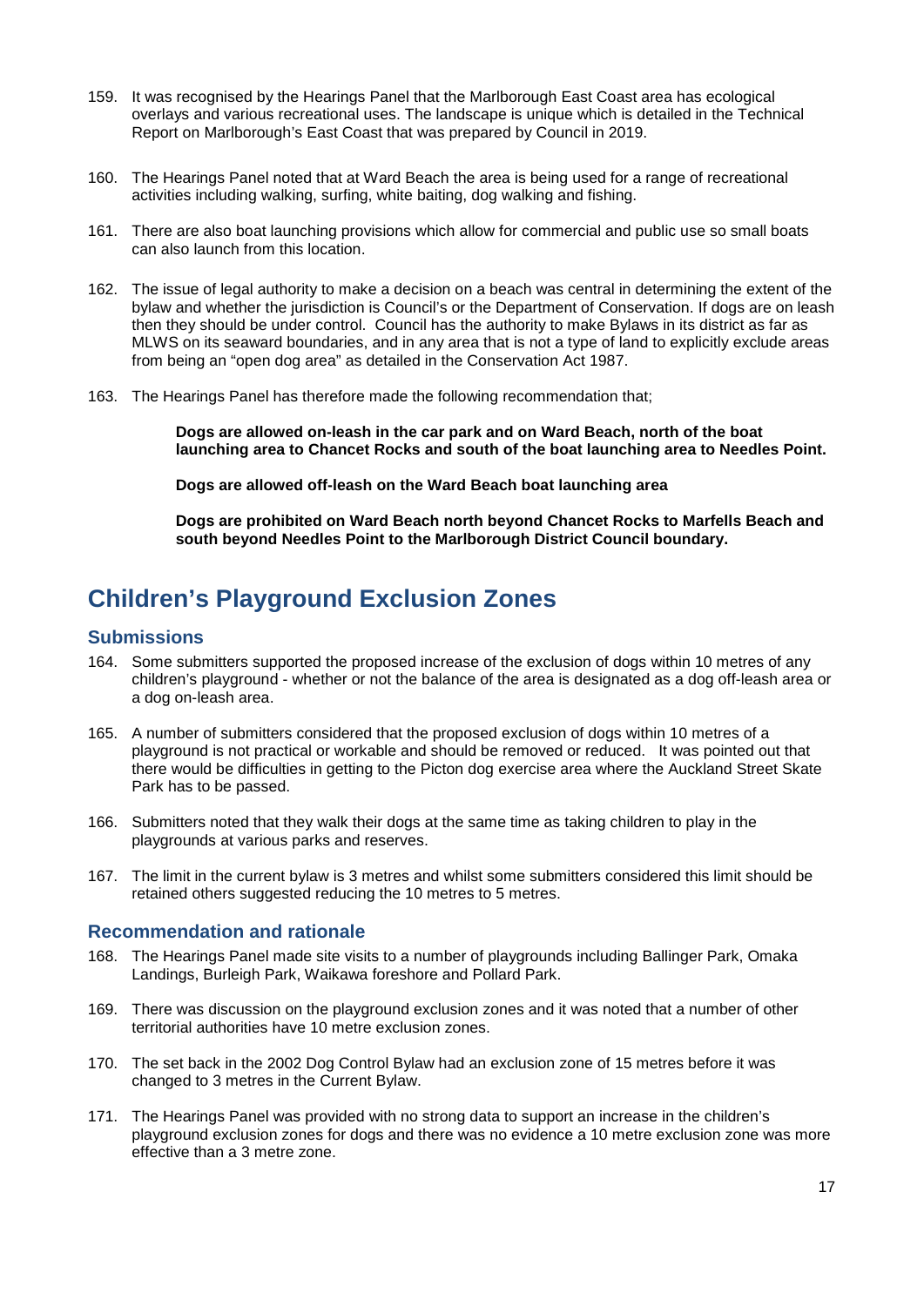159. It was recognised by the Hearings Panel that the Marlborough East Coast area has ecological overlays and various recreational uses. The landscape is unique which is detailed in the Technical Report on Marlborough's East Coast that was prepared by Council in 2019.

160. The Hearings Panel noted that at Ward Beach the area is being used for a range of recreational activities including walking, surfing, white baiting, dog walking and fishing.

161. There are also boat launching provisions which allow for commercial and public use so small boats can also launch from this location.

162. The issue of legal authority to make a decision on a beach was central in determining the extent of the bylaw and whether the jurisdiction is Council's or the Department of Conservation. If dogs are on leash then they should be under control. Council has the authority to make Bylaws in its district as far as MLWS on its seaward boundaries, and in any area that is not a type of land to explicitly exclude areas from being an "open dog area" as detailed in the Conservation Act 1987.

163. The Hearings Panel has therefore made the following recommendation that;

    **Dogs are allowed on-leash in the car park and on Ward Beach, north of the boat launching area to Chancet Rocks and south of the boat launching area to Needles Point.**

    **Dogs are allowed off-leash on the Ward Beach boat launching area**

    **Dogs are prohibited on Ward Beach north beyond Chancet Rocks to Marfells Beach and south beyond Needles Point to the Marlborough District Council boundary.**

# Children's Playground Exclusion Zones

## Submissions

164. Some submitters supported the proposed increase of the exclusion of dogs within 10 metres of any children's playground - whether or not the balance of the area is designated as a dog off-leash area or a dog on-leash area.

165. A number of submitters considered that the proposed exclusion of dogs within 10 metres of a playground is not practical or workable and should be removed or reduced. It was pointed out that there would be difficulties in getting to the Picton dog exercise area where the Auckland Street Skate Park has to be passed.

166. Submitters noted that they walk their dogs at the same time as taking children to play in the playgrounds at various parks and reserves.

167. The limit in the current bylaw is 3 metres and whilst some submitters considered this limit should be retained others suggested reducing the 10 metres to 5 metres.

## Recommendation and rationale

168. The Hearings Panel made site visits to a number of playgrounds including Ballinger Park, Omaka Landings, Burleigh Park, Waikawa foreshore and Pollard Park.

169. There was discussion on the playground exclusion zones and it was noted that a number of other territorial authorities have 10 metre exclusion zones.

170. The set back in the 2002 Dog Control Bylaw had an exclusion zone of 15 metres before it was changed to 3 metres in the Current Bylaw.

171. The Hearings Panel was provided with no strong data to support an increase in the children's playground exclusion zones for dogs and there was no evidence a 10 metre exclusion zone was more effective than a 3 metre zone.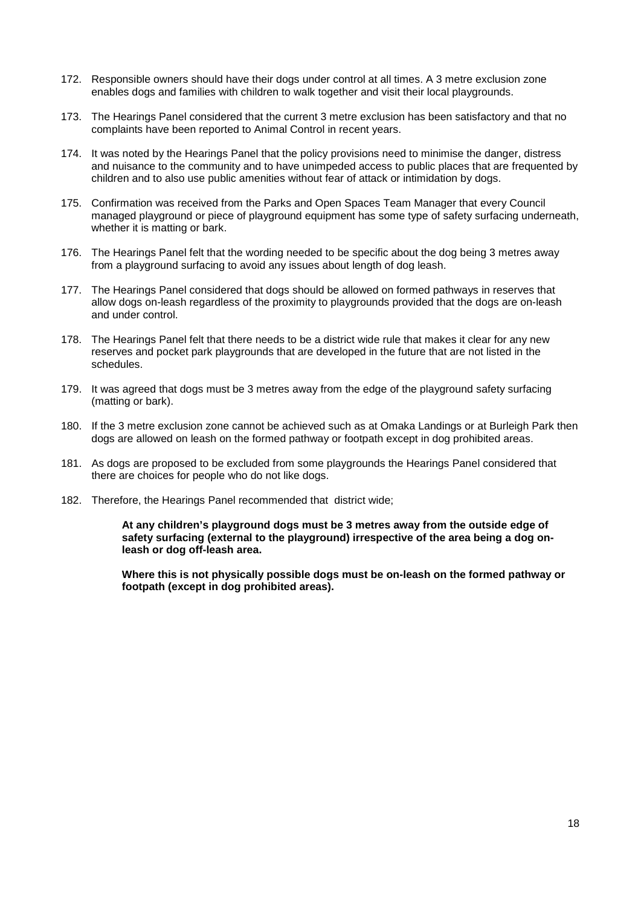172. Responsible owners should have their dogs under control at all times. A 3 metre exclusion zone enables dogs and families with children to walk together and visit their local playgrounds.

173. The Hearings Panel considered that the current 3 metre exclusion has been satisfactory and that no complaints have been reported to Animal Control in recent years.

174. It was noted by the Hearings Panel that the policy provisions need to minimise the danger, distress and nuisance to the community and to have unimpeded access to public places that are frequented by children and to also use public amenities without fear of attack or intimidation by dogs.

175. Confirmation was received from the Parks and Open Spaces Team Manager that every Council managed playground or piece of playground equipment has some type of safety surfacing underneath, whether it is matting or bark.

176. The Hearings Panel felt that the wording needed to be specific about the dog being 3 metres away from a playground surfacing to avoid any issues about length of dog leash.

177. The Hearings Panel considered that dogs should be allowed on formed pathways in reserves that allow dogs on-leash regardless of the proximity to playgrounds provided that the dogs are on-leash and under control.

178. The Hearings Panel felt that there needs to be a district wide rule that makes it clear for any new reserves and pocket park playgrounds that are developed in the future that are not listed in the schedules.

179. It was agreed that dogs must be 3 metres away from the edge of the playground safety surfacing (matting or bark).

180. If the 3 metre exclusion zone cannot be achieved such as at Omaka Landings or at Burleigh Park then dogs are allowed on leash on the formed pathway or footpath except in dog prohibited areas.

181. As dogs are proposed to be excluded from some playgrounds the Hearings Panel considered that there are choices for people who do not like dogs.

182. Therefore, the Hearings Panel recommended that district wide;

    **At any children's playground dogs must be 3 metres away from the outside edge of safety surfacing (external to the playground) irrespective of the area being a dog on-leash or dog off-leash area.**

    **Where this is not physically possible dogs must be on-leash on the formed pathway or footpath (except in dog prohibited areas).**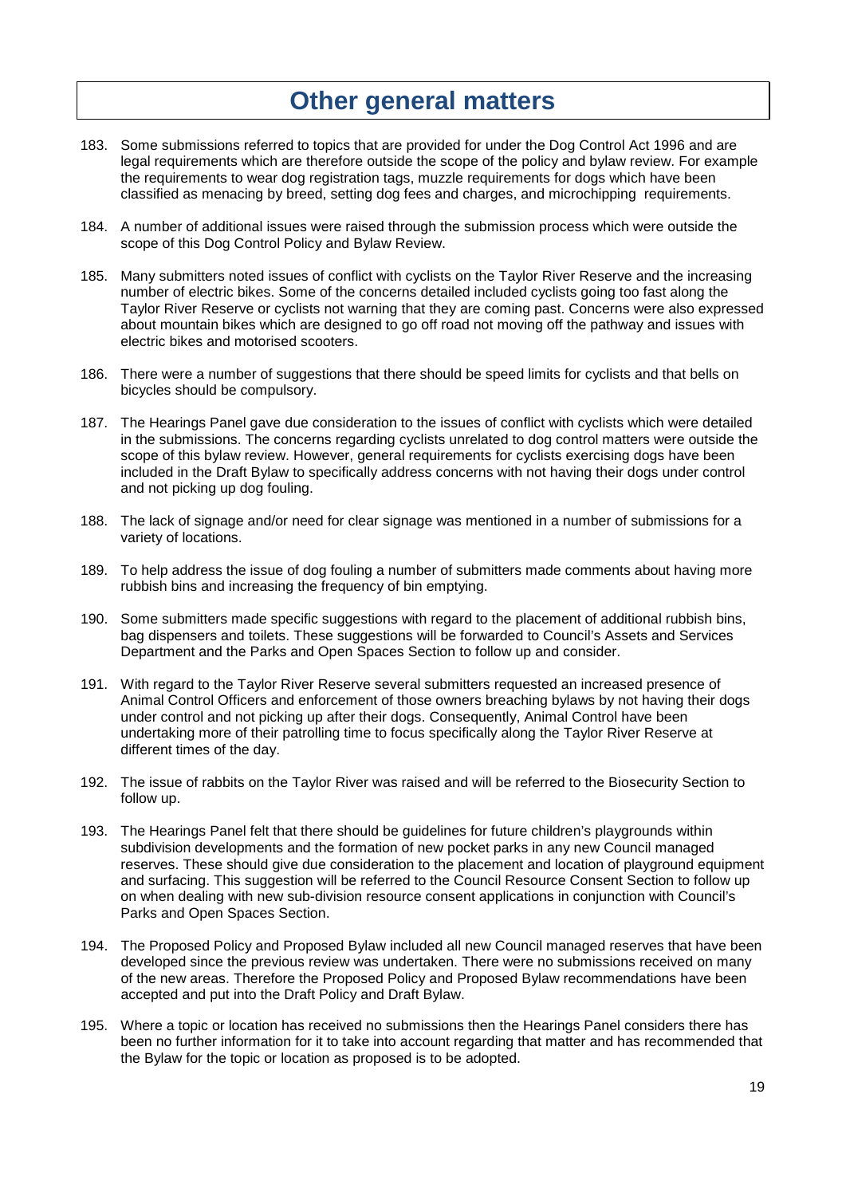# Other general matters

183. Some submissions referred to topics that are provided for under the Dog Control Act 1996 and are legal requirements which are therefore outside the scope of the policy and bylaw review. For example the requirements to wear dog registration tags, muzzle requirements for dogs which have been classified as menacing by breed, setting dog fees and charges, and microchipping requirements.

184. A number of additional issues were raised through the submission process which were outside the scope of this Dog Control Policy and Bylaw Review.

185. Many submitters noted issues of conflict with cyclists on the Taylor River Reserve and the increasing number of electric bikes. Some of the concerns detailed included cyclists going too fast along the Taylor River Reserve or cyclists not warning that they are coming past. Concerns were also expressed about mountain bikes which are designed to go off road not moving off the pathway and issues with electric bikes and motorised scooters.

186. There were a number of suggestions that there should be speed limits for cyclists and that bells on bicycles should be compulsory.

187. The Hearings Panel gave due consideration to the issues of conflict with cyclists which were detailed in the submissions. The concerns regarding cyclists unrelated to dog control matters were outside the scope of this bylaw review. However, general requirements for cyclists exercising dogs have been included in the Draft Bylaw to specifically address concerns with not having their dogs under control and not picking up dog fouling.

188. The lack of signage and/or need for clear signage was mentioned in a number of submissions for a variety of locations.

189. To help address the issue of dog fouling a number of submitters made comments about having more rubbish bins and increasing the frequency of bin emptying.

190. Some submitters made specific suggestions with regard to the placement of additional rubbish bins, bag dispensers and toilets. These suggestions will be forwarded to Council's Assets and Services Department and the Parks and Open Spaces Section to follow up and consider.

191. With regard to the Taylor River Reserve several submitters requested an increased presence of Animal Control Officers and enforcement of those owners breaching bylaws by not having their dogs under control and not picking up after their dogs. Consequently, Animal Control have been undertaking more of their patrolling time to focus specifically along the Taylor River Reserve at different times of the day.

192. The issue of rabbits on the Taylor River was raised and will be referred to the Biosecurity Section to follow up.

193. The Hearings Panel felt that there should be guidelines for future children's playgrounds within subdivision developments and the formation of new pocket parks in any new Council managed reserves. These should give due consideration to the placement and location of playground equipment and surfacing. This suggestion will be referred to the Council Resource Consent Section to follow up on when dealing with new sub-division resource consent applications in conjunction with Council's Parks and Open Spaces Section.

194. The Proposed Policy and Proposed Bylaw included all new Council managed reserves that have been developed since the previous review was undertaken. There were no submissions received on many of the new areas. Therefore the Proposed Policy and Proposed Bylaw recommendations have been accepted and put into the Draft Policy and Draft Bylaw.

195. Where a topic or location has received no submissions then the Hearings Panel considers there has been no further information for it to take into account regarding that matter and has recommended that the Bylaw for the topic or location as proposed is to be adopted.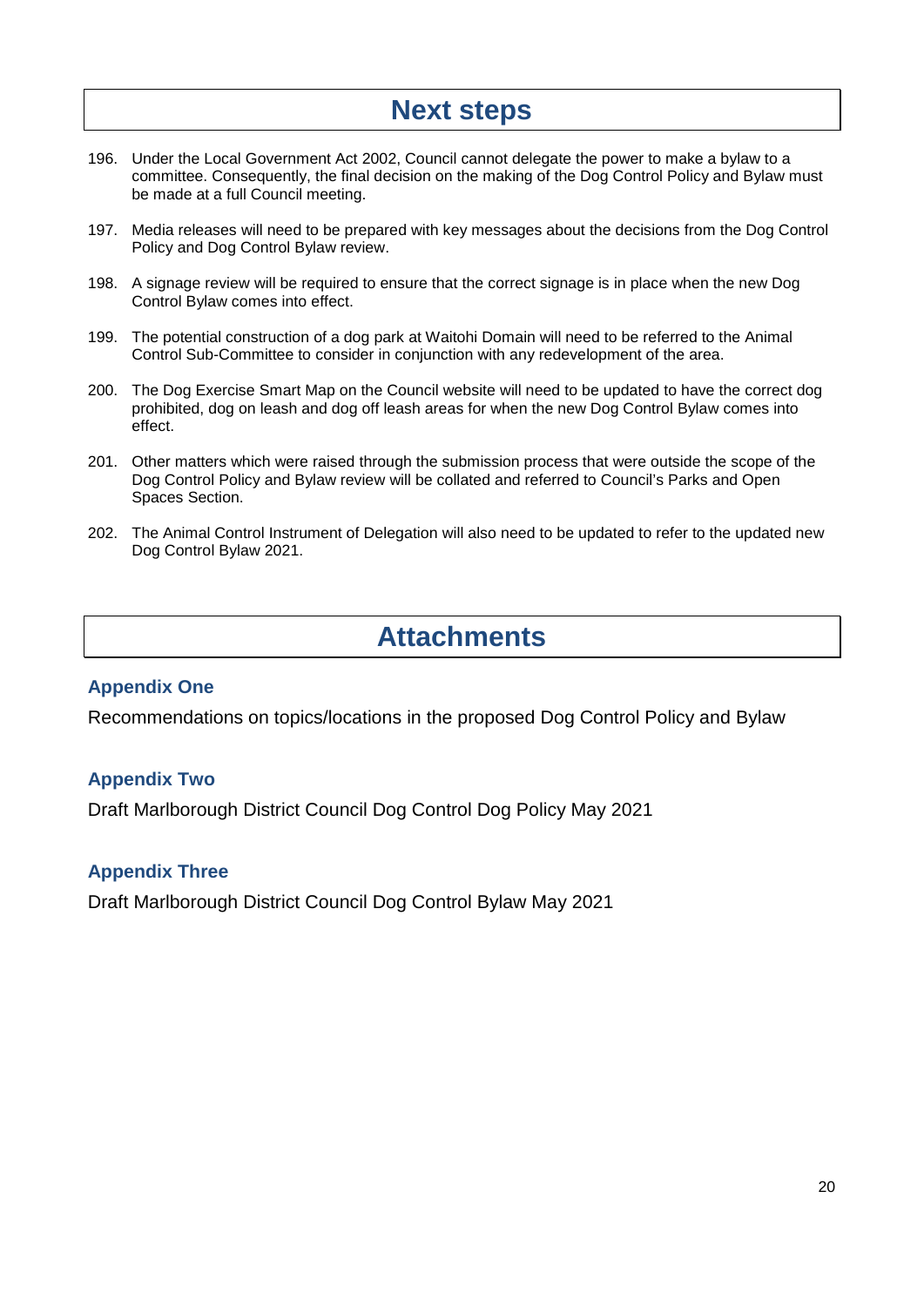# Next steps

196. Under the Local Government Act 2002, Council cannot delegate the power to make a bylaw to a committee. Consequently, the final decision on the making of the Dog Control Policy and Bylaw must be made at a full Council meeting.

197. Media releases will need to be prepared with key messages about the decisions from the Dog Control Policy and Dog Control Bylaw review.

198. A signage review will be required to ensure that the correct signage is in place when the new Dog Control Bylaw comes into effect.

199. The potential construction of a dog park at Waitohi Domain will need to be referred to the Animal Control Sub-Committee to consider in conjunction with any redevelopment of the area.

200. The Dog Exercise Smart Map on the Council website will need to be updated to have the correct dog prohibited, dog on leash and dog off leash areas for when the new Dog Control Bylaw comes into effect.

201. Other matters which were raised through the submission process that were outside the scope of the Dog Control Policy and Bylaw review will be collated and referred to Council's Parks and Open Spaces Section.

202. The Animal Control Instrument of Delegation will also need to be updated to refer to the updated new Dog Control Bylaw 2021.

# Attachments

### Appendix One

Recommendations on topics/locations in the proposed Dog Control Policy and Bylaw

### Appendix Two

Draft Marlborough District Council Dog Control Dog Policy May 2021

### Appendix Three

Draft Marlborough District Council Dog Control Bylaw May 2021